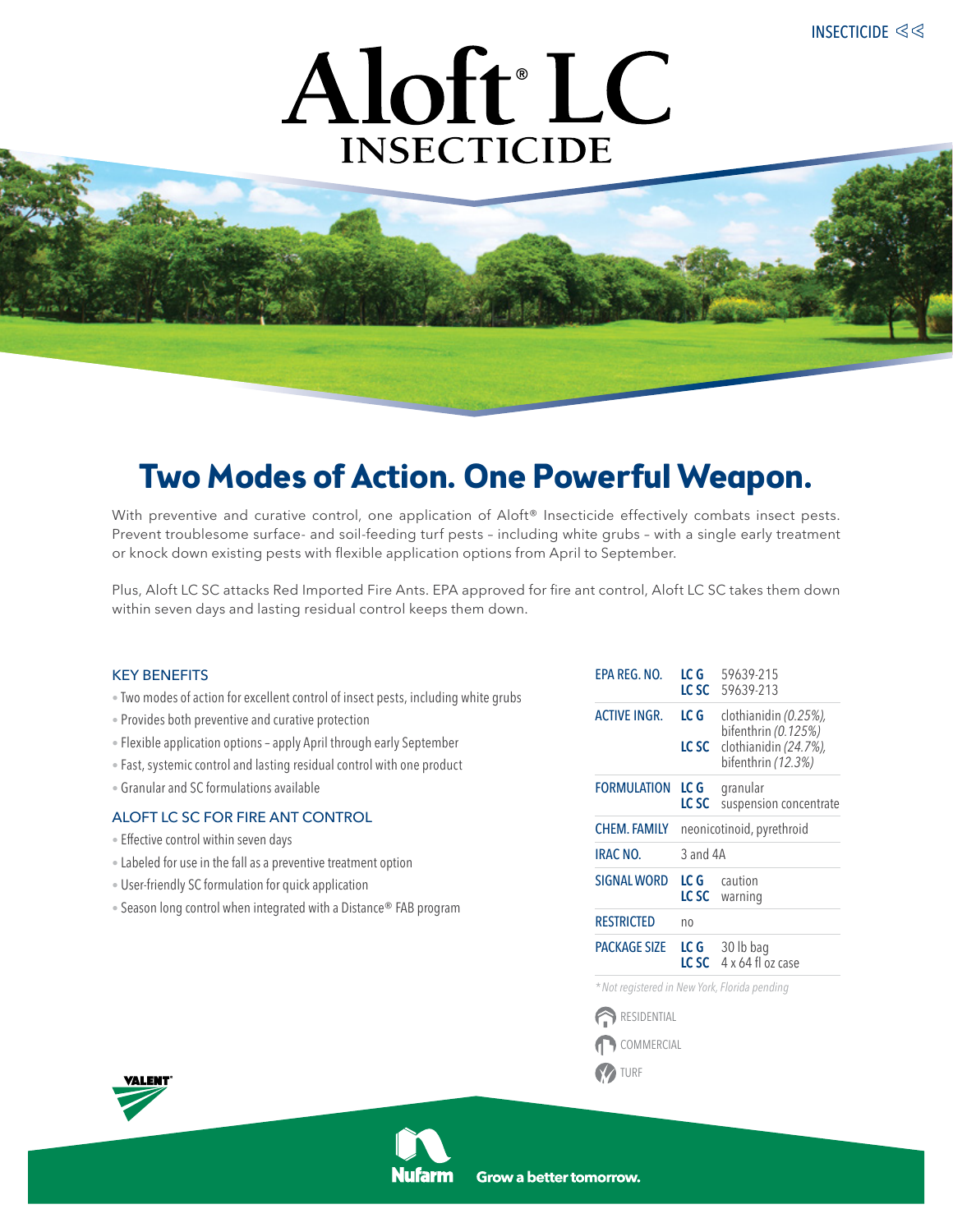INSECTICIDE

# Aloft® LC INSECTICIDE

## Two Modes of Action. One Powerful Weapon.

With preventive and curative control, one application of Aloft® Insecticide effectively combats insect pests. Prevent troublesome surface- and soil-feeding turf pests – including white grubs – with a single early treatment or knock down existing pests with flexible application options from April to September.

Plus, Aloft LC SC attacks Red Imported Fire Ants. EPA approved for fire ant control, Aloft LC SC takes them down within seven days and lasting residual control keeps them down.

### KEY BENEFITS

- Two modes of action for excellent control of insect pests, including white grubs
- Provides both preventive and curative protection
- Flexible application options – apply April through early September
- Fast, systemic control and lasting residual control with one product
- Granular and SC formulations available

### ALOFT LC SC FOR FIRE ANT CONTROL

- Effective control within seven days
- Labeled for use in the fall as a preventive treatment option
- User-friendly SC formulation for quick application
- Season long control when integrated with a Distance® FAB program

| | | |
|---|---|---|
| EPA REG. NO. | LC G | 59639-215 |
| | LC SC | 59639-213 |
| ACTIVE INGR. | LC G | clothianidin *(0.25%)*, bifenthrin *(0.125%)* |
| | LC SC | clothianidin *(24.7%)*, bifenthrin *(12.3%)* |
| FORMULATION | LC G | granular |
| | LC SC | suspension concentrate |
| CHEM. FAMILY | neonicotinoid, pyrethroid | |
| IRAC NO. | 3 and 4A | |
| SIGNAL WORD | LC G | caution |
| | LC SC | warning |
| RESTRICTED | no | |
| PACKAGE SIZE | LC G | 30 lb bag |
| | LC SC | 4 x 64 fl oz case |

*\*Not registered in New York, Florida pending*

RESIDENTIAL

COMMERCIAL

TURF

VALENT

Nufarm Grow a better tomorrow.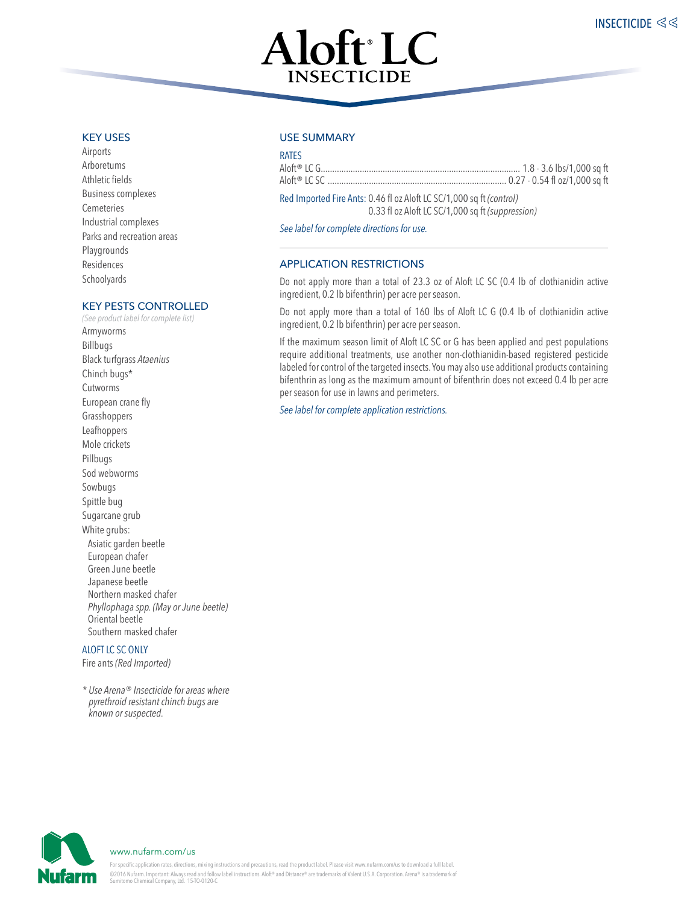INSECTICIDE

# Aloft® LC INSECTICIDE

## KEY USES

Airports
Arboretums
Athletic fields
Business complexes
Cemeteries
Industrial complexes
Parks and recreation areas
Playgrounds
Residences
Schoolyards

## KEY PESTS CONTROLLED

*(See product label for complete list)*

Armyworms
Billbugs
Black turfgrass *Ataenius*
Chinch bugs*
Cutworms
European crane fly
Grasshoppers
Leafhoppers
Mole crickets
Pillbugs
Sod webworms
Sowbugs
Spittle bug
Sugarcane grub
White grubs:
- Asiatic garden beetle
- European chafer
- Green June beetle
- Japanese beetle
- Northern masked chafer
- *Phyllophaga spp. (May or June beetle)*
- Oriental beetle
- Southern masked chafer

ALOFT LC SC ONLY

Fire ants *(Red Imported)*

*\* Use Arena® Insecticide for areas where pyrethroid resistant chinch bugs are known or suspected.*

## USE SUMMARY

RATES

Aloft® LC G ........ 1.8 - 3.6 lbs/1,000 sq ft
Aloft® LC SC ........ 0.27 - 0.54 fl oz/1,000 sq ft

Red Imported Fire Ants: 0.46 fl oz Aloft LC SC/1,000 sq ft *(control)*
0.33 fl oz Aloft LC SC/1,000 sq ft *(suppression)*

*See label for complete directions for use.*

## APPLICATION RESTRICTIONS

Do not apply more than a total of 23.3 oz of Aloft LC SC (0.4 lb of clothianidin active ingredient, 0.2 lb bifenthrin) per acre per season.

Do not apply more than a total of 160 lbs of Aloft LC G (0.4 lb of clothianidin active ingredient, 0.2 lb bifenthrin) per acre per season.

If the maximum season limit of Aloft LC SC or G has been applied and pest populations require additional treatments, use another non-clothianidin-based registered pesticide labeled for control of the targeted insects. You may also use additional products containing bifenthrin as long as the maximum amount of bifenthrin does not exceed 0.4 lb per acre per season for use in lawns and perimeters.

*See label for complete application restrictions.*

Nufarm

www.nufarm.com/us

For specific application rates, directions, mixing instructions and precautions, read the product label. Please visit www.nufarm.com/us to download a full label.
©2016 Nufarm. Important: Always read and follow label instructions. Aloft® and Distance® are trademarks of Valent U.S.A. Corporation. Arena® is a trademark of Sumitomo Chemical Company, Ltd. 15-TO-0120-C